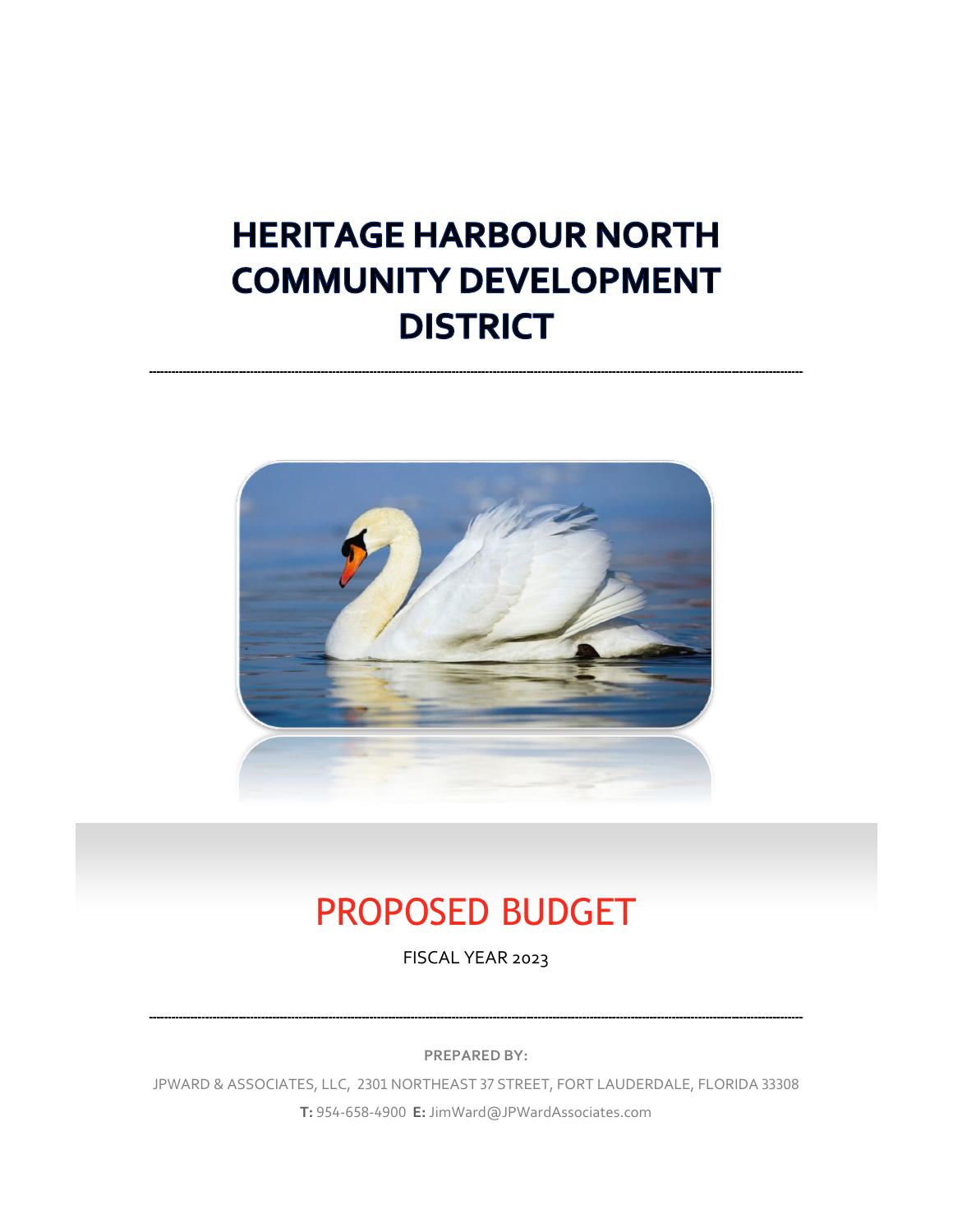# HERITAGE HARBOUR NORTH COMMUNITY DEVELOPMENT DISTRICT

---

## PROPOSED BUDGET

FISCAL YEAR 2023

---

**PREPARED BY:**

JPWARD & ASSOCIATES, LLC, 2301 NORTHEAST 37 STREET, FORT LAUDERDALE, FLORIDA 33308

**T:** 954-658-4900 **E:** JimWard@JPWardAssociates.com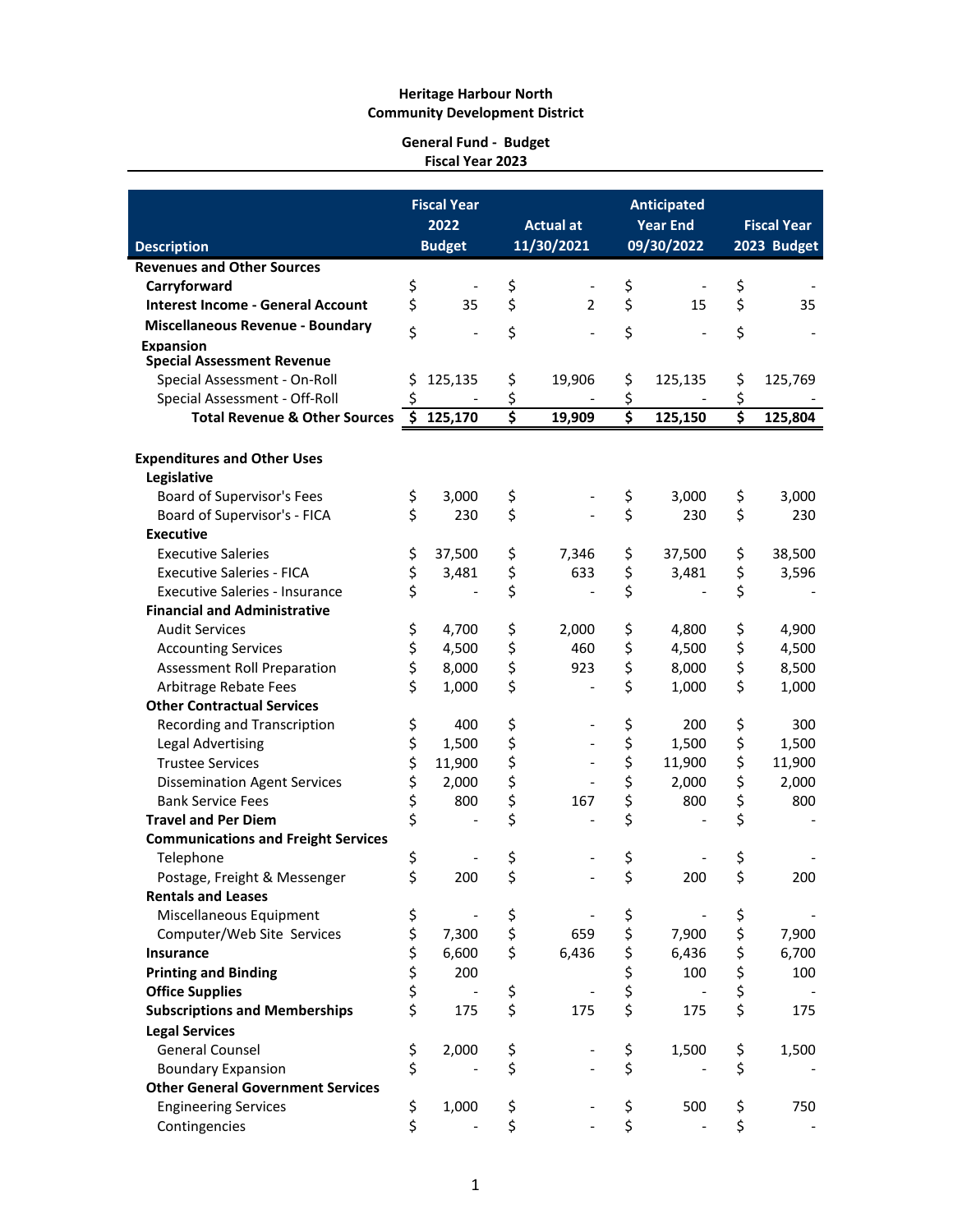**Heritage Harbour North**
**Community Development District**

**General Fund - Budget**
**Fiscal Year 2023**

| Description | Fiscal Year 2022 Budget | Actual at 11/30/2021 | Anticipated Year End 09/30/2022 | Fiscal Year 2023 Budget |
|---|---|---|---|---|
| **Revenues and Other Sources** | | | | |
| **Carryforward** | $ - | $ - | $ - | $ - |
| **Interest Income - General Account** | $ 35 | $ 2 | $ 15 | $ 35 |
| **Miscellaneous Revenue - Boundary Expansion** | $ - | $ - | $ - | $ - |
| **Special Assessment Revenue** | | | | |
| Special Assessment - On-Roll | $ 125,135 | $ 19,906 | $ 125,135 | $ 125,769 |
| Special Assessment - Off-Roll | $ - | $ - | $ - | $ - |
| **Total Revenue & Other Sources** | **$ 125,170** | **$ 19,909** | **$ 125,150** | **$ 125,804** |
| | | | | |
| **Expenditures and Other Uses** | | | | |
| **Legislative** | | | | |
| Board of Supervisor's Fees | $ 3,000 | $ - | $ 3,000 | $ 3,000 |
| Board of Supervisor's - FICA | $ 230 | $ - | $ 230 | $ 230 |
| **Executive** | | | | |
| Executive Saleries | $ 37,500 | $ 7,346 | $ 37,500 | $ 38,500 |
| Executive Saleries - FICA | $ 3,481 | $ 633 | $ 3,481 | $ 3,596 |
| Executive Saleries - Insurance | $ - | $ - | $ - | $ - |
| **Financial and Administrative** | | | | |
| Audit Services | $ 4,700 | $ 2,000 | $ 4,800 | $ 4,900 |
| Accounting Services | $ 4,500 | $ 460 | $ 4,500 | $ 4,500 |
| Assessment Roll Preparation | $ 8,000 | $ 923 | $ 8,000 | $ 8,500 |
| Arbitrage Rebate Fees | $ 1,000 | $ - | $ 1,000 | $ 1,000 |
| **Other Contractual Services** | | | | |
| Recording and Transcription | $ 400 | $ - | $ 200 | $ 300 |
| Legal Advertising | $ 1,500 | $ - | $ 1,500 | $ 1,500 |
| Trustee Services | $ 11,900 | $ - | $ 11,900 | $ 11,900 |
| Dissemination Agent Services | $ 2,000 | $ - | $ 2,000 | $ 2,000 |
| Bank Service Fees | $ 800 | $ 167 | $ 800 | $ 800 |
| **Travel and Per Diem** | $ - | $ - | $ - | $ - |
| **Communications and Freight Services** | | | | |
| Telephone | $ - | $ - | $ - | $ - |
| Postage, Freight & Messenger | $ 200 | $ - | $ 200 | $ 200 |
| **Rentals and Leases** | | | | |
| Miscellaneous Equipment | $ - | $ - | $ - | $ - |
| Computer/Web Site Services | $ 7,300 | $ 659 | $ 7,900 | $ 7,900 |
| **Insurance** | $ 6,600 | $ 6,436 | $ 6,436 | $ 6,700 |
| **Printing and Binding** | $ 200 | | $ 100 | $ 100 |
| **Office Supplies** | $ - | $ - | $ - | $ - |
| **Subscriptions and Memberships** | $ 175 | $ 175 | $ 175 | $ 175 |
| **Legal Services** | | | | |
| General Counsel | $ 2,000 | $ - | $ 1,500 | $ 1,500 |
| Boundary Expansion | $ - | $ - | $ - | $ - |
| **Other General Government Services** | | | | |
| Engineering Services | $ 1,000 | $ - | $ 500 | $ 750 |
| Contingencies | $ - | $ - | $ - | $ - |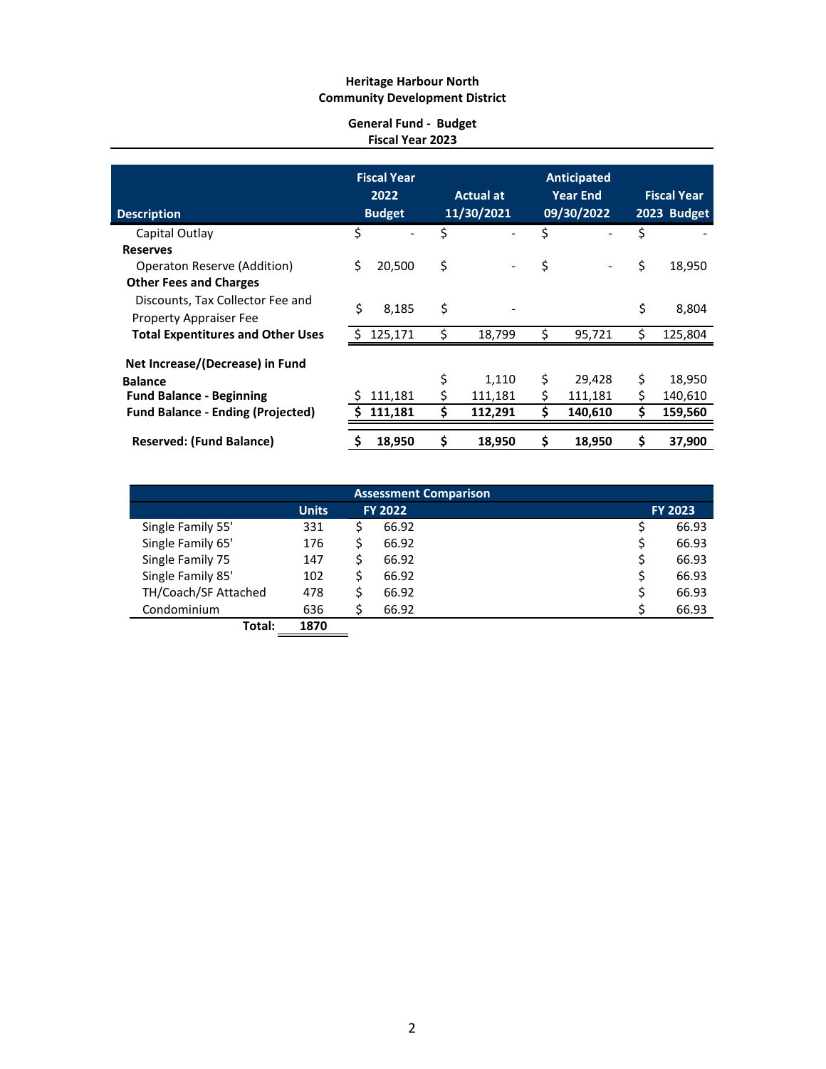**Heritage Harbour North**
**Community Development District**

**General Fund - Budget**
**Fiscal Year 2023**

| Description | Fiscal Year 2022 Budget | Actual at 11/30/2021 | Anticipated Year End 09/30/2022 | Fiscal Year 2023 Budget |
|---|---|---|---|---|
| Capital Outlay | $ - | $ - | $ - | $ - |
| **Reserves** | | | | |
| Operaton Reserve (Addition) | $ 20,500 | $ - | $ - | $ 18,950 |
| **Other Fees and Charges** | | | | |
| Discounts, Tax Collector Fee and Property Appraiser Fee | $ 8,185 | $ - | | $ 8,804 |
| **Total Expentitures and Other Uses** | $ 125,171 | $ 18,799 | $ 95,721 | $ 125,804 |
| **Net Increase/(Decrease) in Fund Balance** | | $ 1,110 | $ 29,428 | $ 18,950 |
| **Fund Balance - Beginning** | $ 111,181 | $ 111,181 | $ 111,181 | $ 140,610 |
| **Fund Balance - Ending (Projected)** | **$ 111,181** | **$ 112,291** | **$ 140,610** | **$ 159,560** |
| **Reserved: (Fund Balance)** | **$ 18,950** | **$ 18,950** | **$ 18,950** | **$ 37,900** |

| Assessment Comparison | | | |
|---|---|---|---|
| | **Units** | **FY 2022** | **FY 2023** |
| Single Family 55' | 331 | $ 66.92 | $ 66.93 |
| Single Family 65' | 176 | $ 66.92 | $ 66.93 |
| Single Family 75 | 147 | $ 66.92 | $ 66.93 |
| Single Family 85' | 102 | $ 66.92 | $ 66.93 |
| TH/Coach/SF Attached | 478 | $ 66.92 | $ 66.93 |
| Condominium | 636 | $ 66.92 | $ 66.93 |
| **Total:** | **1870** | | |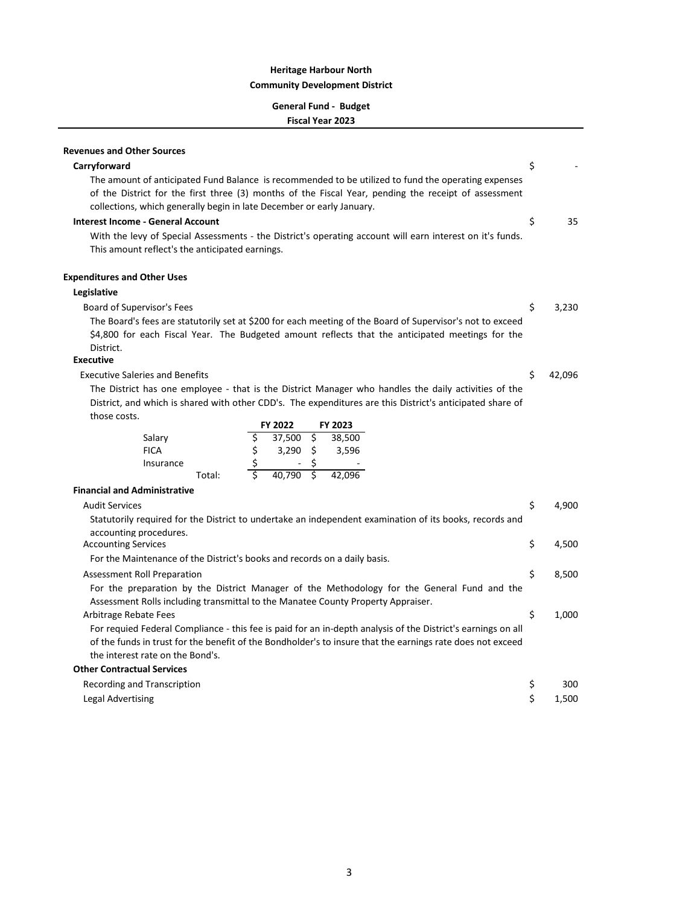**Heritage Harbour North**

**Community Development District**

**General Fund - Budget**

**Fiscal Year 2023**

---

**Revenues and Other Sources**

**Carryforward** — $ -

The amount of anticipated Fund Balance is recommended to be utilized to fund the operating expenses of the District for the first three (3) months of the Fiscal Year, pending the receipt of assessment collections, which generally begin in late December or early January.

**Interest Income - General Account** — $ 35

With the levy of Special Assessments - the District's operating account will earn interest on it's funds. This amount reflect's the anticipated earnings.

**Expenditures and Other Uses**

**Legislative**

Board of Supervisor's Fees — $ 3,230

The Board's fees are statutorily set at $200 for each meeting of the Board of Supervisor's not to exceed $4,800 for each Fiscal Year. The Budgeted amount reflects that the anticipated meetings for the District.

**Executive**

Executive Saleries and Benefits — $ 42,096

The District has one employee - that is the District Manager who handles the daily activities of the District, and which is shared with other CDD's. The expenditures are this District's anticipated share of those costs.

| | FY 2022 | FY 2023 |
|---|---|---|
| Salary | $ 37,500 | $ 38,500 |
| FICA | $ 3,290 | $ 3,596 |
| Insurance | $ - | $ - |
| Total: | $ 40,790 | $ 42,096 |

**Financial and Administrative**

Audit Services — $ 4,900

Statutorily required for the District to undertake an independent examination of its books, records and accounting procedures.

Accounting Services — $ 4,500

For the Maintenance of the District's books and records on a daily basis.

Assessment Roll Preparation — $ 8,500

For the preparation by the District Manager of the Methodology for the General Fund and the Assessment Rolls including transmittal to the Manatee County Property Appraiser.

Arbitrage Rebate Fees — $ 1,000

For requied Federal Compliance - this fee is paid for an in-depth analysis of the District's earnings on all of the funds in trust for the benefit of the Bondholder's to insure that the earnings rate does not exceed the interest rate on the Bond's.

**Other Contractual Services**

Recording and Transcription — $ 300

Legal Advertising — $ 1,500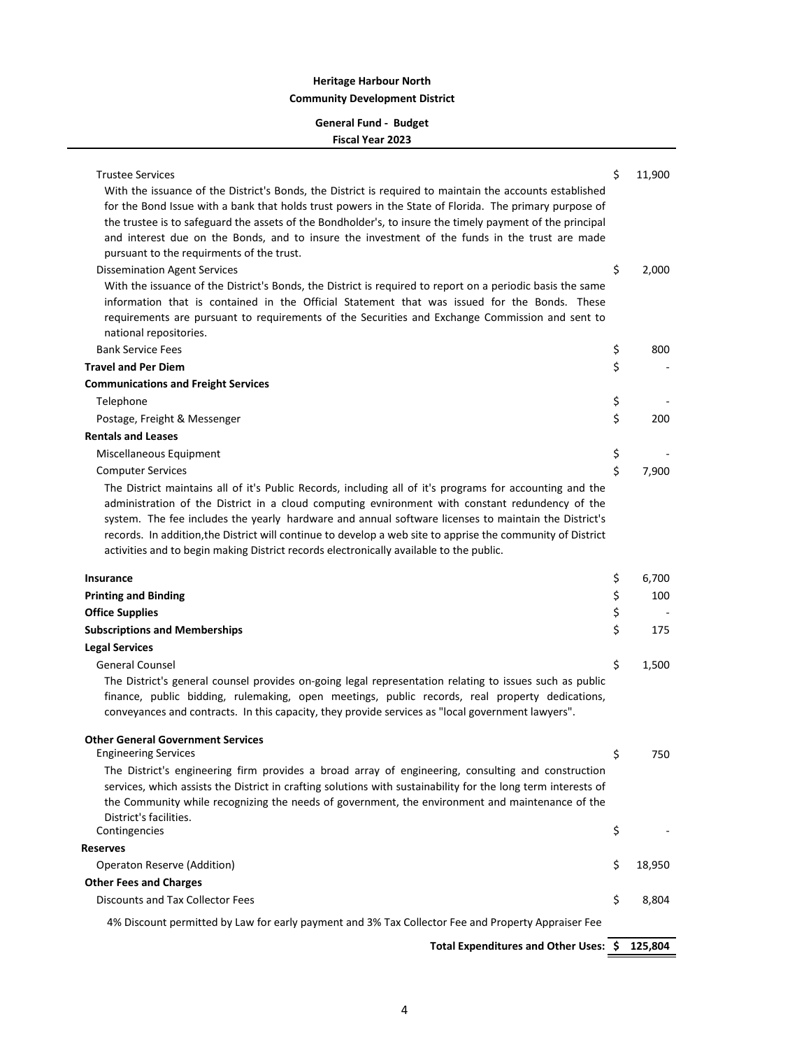**Heritage Harbour North**

**Community Development District**

**General Fund - Budget**

**Fiscal Year 2023**

| | |
|---|---|
| Trustee Services | $ 11,900 |

With the issuance of the District's Bonds, the District is required to maintain the accounts established for the Bond Issue with a bank that holds trust powers in the State of Florida. The primary purpose of the trustee is to safeguard the assets of the Bondholder's, to insure the timely payment of the principal and interest due on the Bonds, and to insure the investment of the funds in the trust are made pursuant to the requirments of the trust.

| | |
|---|---|
| Dissemination Agent Services | $ 2,000 |

With the issuance of the District's Bonds, the District is required to report on a periodic basis the same information that is contained in the Official Statement that was issued for the Bonds. These requirements are pursuant to requirements of the Securities and Exchange Commission and sent to national repositories.

| | |
|---|---|
| Bank Service Fees | $ 800 |
| **Travel and Per Diem** | $ - |
| **Communications and Freight Services** | |
| Telephone | $ - |
| Postage, Freight & Messenger | $ 200 |
| **Rentals and Leases** | |
| Miscellaneous Equipment | $ - |
| Computer Services | $ 7,900 |

The District maintains all of it's Public Records, including all of it's programs for accounting and the administration of the District in a cloud computing evnironment with constant redundency of the system. The fee includes the yearly hardware and annual software licenses to maintain the District's records. In addition,the District will continue to develop a web site to apprise the community of District activities and to begin making District records electronically available to the public.

| | |
|---|---|
| **Insurance** | $ 6,700 |
| **Printing and Binding** | $ 100 |
| **Office Supplies** | $ - |
| **Subscriptions and Memberships** | $ 175 |
| **Legal Services** | |
| General Counsel | $ 1,500 |

The District's general counsel provides on-going legal representation relating to issues such as public finance, public bidding, rulemaking, open meetings, public records, real property dedications, conveyances and contracts. In this capacity, they provide services as "local government lawyers".

| | |
|---|---|
| **Other General Government Services** | |
| Engineering Services | $ 750 |

The District's engineering firm provides a broad array of engineering, consulting and construction services, which assists the District in crafting solutions with sustainability for the long term interests of the Community while recognizing the needs of government, the environment and maintenance of the District's facilities.

| | |
|---|---|
| Contingencies | $ - |
| **Reserves** | |
| Operaton Reserve (Addition) | $ 18,950 |
| **Other Fees and Charges** | |
| Discounts and Tax Collector Fees | $ 8,804 |

4% Discount permitted by Law for early payment and 3% Tax Collector Fee and Property Appraiser Fee

| | |
|---|---|
| **Total Expenditures and Other Uses:** | **$ 125,804** |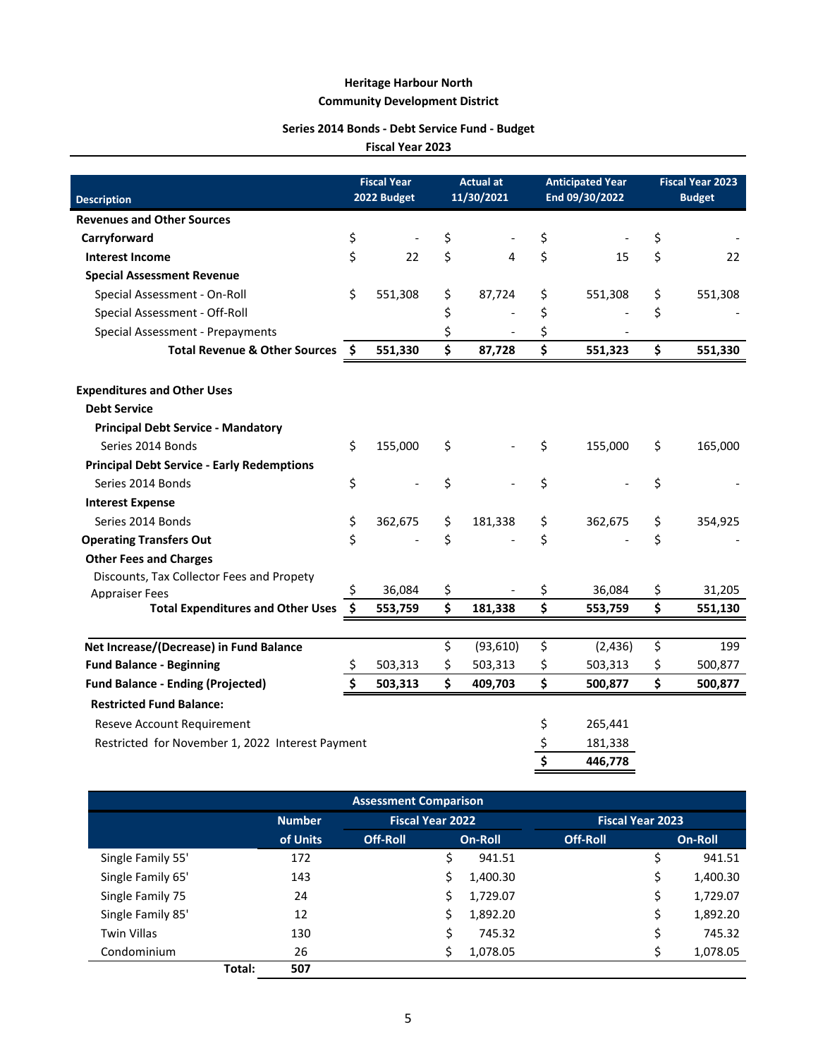# Heritage Harbour North
## Community Development District

### Series 2014 Bonds - Debt Service Fund - Budget
### Fiscal Year 2023

| Description | Fiscal Year 2022 Budget | Actual at 11/30/2021 | Anticipated Year End 09/30/2022 | Fiscal Year 2023 Budget |
|---|---|---|---|---|
| **Revenues and Other Sources** | | | | |
| **Carryforward** | $ - | $ - | $ - | $ - |
| **Interest Income** | $ 22 | $ 4 | $ 15 | $ 22 |
| **Special Assessment Revenue** | | | | |
| Special Assessment - On-Roll | $ 551,308 | $ 87,724 | $ 551,308 | $ 551,308 |
| Special Assessment - Off-Roll | | $ - | $ - | $ - |
| Special Assessment - Prepayments | | $ - | $ - | |
| **Total Revenue & Other Sources** | **$ 551,330** | **$ 87,728** | **$ 551,323** | **$ 551,330** |
| | | | | |
| **Expenditures and Other Uses** | | | | |
| **Debt Service** | | | | |
| **Principal Debt Service - Mandatory** | | | | |
| Series 2014 Bonds | $ 155,000 | $ - | $ 155,000 | $ 165,000 |
| **Principal Debt Service - Early Redemptions** | | | | |
| Series 2014 Bonds | $ - | $ - | $ - | $ - |
| **Interest Expense** | | | | |
| Series 2014 Bonds | $ 362,675 | $ 181,338 | $ 362,675 | $ 354,925 |
| **Operating Transfers Out** | $ - | $ - | $ - | $ - |
| **Other Fees and Charges** | | | | |
| Discounts, Tax Collector Fees and Propety Appraiser Fees | $ 36,084 | $ - | $ 36,084 | $ 31,205 |
| **Total Expenditures and Other Uses** | **$ 553,759** | **$ 181,338** | **$ 553,759** | **$ 551,130** |
| | | | | |
| **Net Increase/(Decrease) in Fund Balance** | | $ (93,610) | $ (2,436) | $ 199 |
| **Fund Balance - Beginning** | $ 503,313 | $ 503,313 | $ 503,313 | $ 500,877 |
| **Fund Balance - Ending (Projected)** | **$ 503,313** | **$ 409,703** | **$ 500,877** | **$ 500,877** |
| **Restricted Fund Balance:** | | | | |
| Reseve Account Requirement | | | $ 265,441 | |
| Restricted for November 1, 2022 Interest Payment | | | $ 181,338 | |
| | | | **$ 446,778** | |

| Assessment Comparison | | | | | |
|---|---|---|---|---|---|
| | Number of Units | Fiscal Year 2022 Off-Roll | Fiscal Year 2022 On-Roll | Fiscal Year 2023 Off-Roll | Fiscal Year 2023 On-Roll |
| Single Family 55' | 172 | | $ 941.51 | | $ 941.51 |
| Single Family 65' | 143 | | $ 1,400.30 | | $ 1,400.30 |
| Single Family 75 | 24 | | $ 1,729.07 | | $ 1,729.07 |
| Single Family 85' | 12 | | $ 1,892.20 | | $ 1,892.20 |
| Twin Villas | 130 | | $ 745.32 | | $ 745.32 |
| Condominium | 26 | | $ 1,078.05 | | $ 1,078.05 |
| **Total:** | **507** | | | | |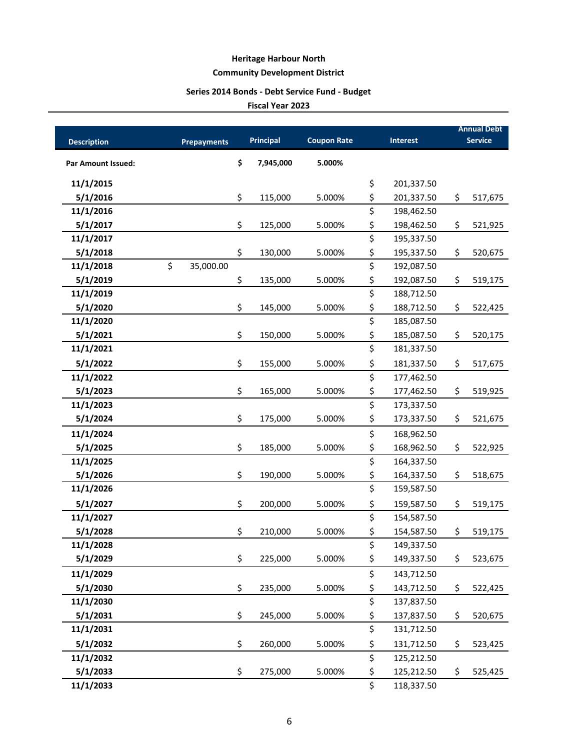**Heritage Harbour North**

**Community Development District**

**Series 2014 Bonds - Debt Service Fund - Budget**

**Fiscal Year 2023**

| Description | Prepayments | Principal | Coupon Rate | Interest | Annual Debt Service |
|---|---|---|---|---|---|
| **Par Amount Issued:** | | **$ 7,945,000** | **5.000%** | | |
| **11/1/2015** | | | | $ 201,337.50 | |
| **5/1/2016** | | $ 115,000 | 5.000% | $ 201,337.50 | $ 517,675 |
| **11/1/2016** | | | | $ 198,462.50 | |
| **5/1/2017** | | $ 125,000 | 5.000% | $ 198,462.50 | $ 521,925 |
| **11/1/2017** | | | | $ 195,337.50 | |
| **5/1/2018** | | $ 130,000 | 5.000% | $ 195,337.50 | $ 520,675 |
| **11/1/2018** | $ 35,000.00 | | | $ 192,087.50 | |
| **5/1/2019** | | $ 135,000 | 5.000% | $ 192,087.50 | $ 519,175 |
| **11/1/2019** | | | | $ 188,712.50 | |
| **5/1/2020** | | $ 145,000 | 5.000% | $ 188,712.50 | $ 522,425 |
| **11/1/2020** | | | | $ 185,087.50 | |
| **5/1/2021** | | $ 150,000 | 5.000% | $ 185,087.50 | $ 520,175 |
| **11/1/2021** | | | | $ 181,337.50 | |
| **5/1/2022** | | $ 155,000 | 5.000% | $ 181,337.50 | $ 517,675 |
| **11/1/2022** | | | | $ 177,462.50 | |
| **5/1/2023** | | $ 165,000 | 5.000% | $ 177,462.50 | $ 519,925 |
| **11/1/2023** | | | | $ 173,337.50 | |
| **5/1/2024** | | $ 175,000 | 5.000% | $ 173,337.50 | $ 521,675 |
| **11/1/2024** | | | | $ 168,962.50 | |
| **5/1/2025** | | $ 185,000 | 5.000% | $ 168,962.50 | $ 522,925 |
| **11/1/2025** | | | | $ 164,337.50 | |
| **5/1/2026** | | $ 190,000 | 5.000% | $ 164,337.50 | $ 518,675 |
| **11/1/2026** | | | | $ 159,587.50 | |
| **5/1/2027** | | $ 200,000 | 5.000% | $ 159,587.50 | $ 519,175 |
| **11/1/2027** | | | | $ 154,587.50 | |
| **5/1/2028** | | $ 210,000 | 5.000% | $ 154,587.50 | $ 519,175 |
| **11/1/2028** | | | | $ 149,337.50 | |
| **5/1/2029** | | $ 225,000 | 5.000% | $ 149,337.50 | $ 523,675 |
| **11/1/2029** | | | | $ 143,712.50 | |
| **5/1/2030** | | $ 235,000 | 5.000% | $ 143,712.50 | $ 522,425 |
| **11/1/2030** | | | | $ 137,837.50 | |
| **5/1/2031** | | $ 245,000 | 5.000% | $ 137,837.50 | $ 520,675 |
| **11/1/2031** | | | | $ 131,712.50 | |
| **5/1/2032** | | $ 260,000 | 5.000% | $ 131,712.50 | $ 523,425 |
| **11/1/2032** | | | | $ 125,212.50 | |
| **5/1/2033** | | $ 275,000 | 5.000% | $ 125,212.50 | $ 525,425 |
| **11/1/2033** | | | | $ 118,337.50 | |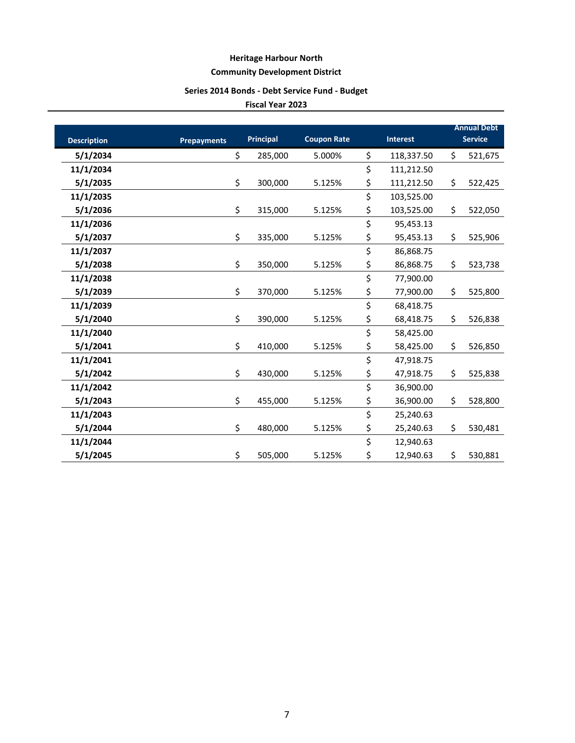**Heritage Harbour North**

**Community Development District**

**Series 2014 Bonds - Debt Service Fund - Budget**

**Fiscal Year 2023**

| Description | Prepayments | Principal | Coupon Rate | Interest | Annual Debt Service |
|---|---|---|---|---|---|
| 5/1/2034 | | $ 285,000 | 5.000% | $ 118,337.50 | $ 521,675 |
| 11/1/2034 | | | | $ 111,212.50 | |
| 5/1/2035 | | $ 300,000 | 5.125% | $ 111,212.50 | $ 522,425 |
| 11/1/2035 | | | | $ 103,525.00 | |
| 5/1/2036 | | $ 315,000 | 5.125% | $ 103,525.00 | $ 522,050 |
| 11/1/2036 | | | | $ 95,453.13 | |
| 5/1/2037 | | $ 335,000 | 5.125% | $ 95,453.13 | $ 525,906 |
| 11/1/2037 | | | | $ 86,868.75 | |
| 5/1/2038 | | $ 350,000 | 5.125% | $ 86,868.75 | $ 523,738 |
| 11/1/2038 | | | | $ 77,900.00 | |
| 5/1/2039 | | $ 370,000 | 5.125% | $ 77,900.00 | $ 525,800 |
| 11/1/2039 | | | | $ 68,418.75 | |
| 5/1/2040 | | $ 390,000 | 5.125% | $ 68,418.75 | $ 526,838 |
| 11/1/2040 | | | | $ 58,425.00 | |
| 5/1/2041 | | $ 410,000 | 5.125% | $ 58,425.00 | $ 526,850 |
| 11/1/2041 | | | | $ 47,918.75 | |
| 5/1/2042 | | $ 430,000 | 5.125% | $ 47,918.75 | $ 525,838 |
| 11/1/2042 | | | | $ 36,900.00 | |
| 5/1/2043 | | $ 455,000 | 5.125% | $ 36,900.00 | $ 528,800 |
| 11/1/2043 | | | | $ 25,240.63 | |
| 5/1/2044 | | $ 480,000 | 5.125% | $ 25,240.63 | $ 530,481 |
| 11/1/2044 | | | | $ 12,940.63 | |
| 5/1/2045 | | $ 505,000 | 5.125% | $ 12,940.63 | $ 530,881 |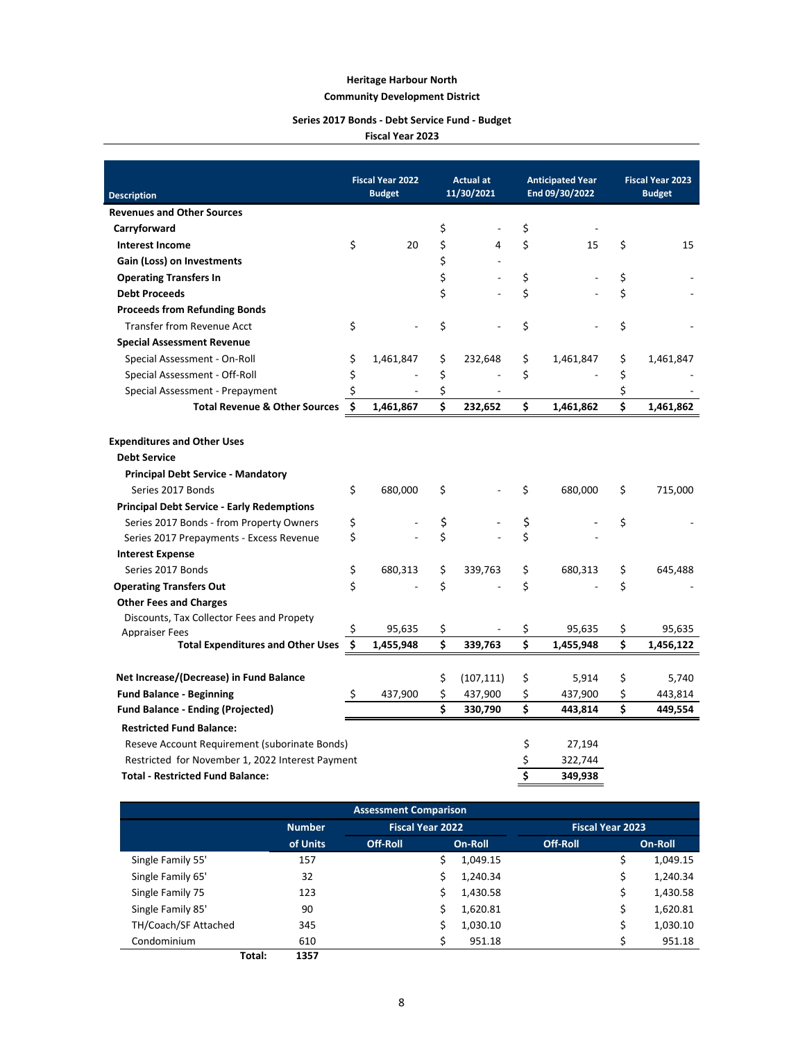**Heritage Harbour North**

**Community Development District**

**Series 2017 Bonds - Debt Service Fund - Budget**

**Fiscal Year 2023**

| Description | Fiscal Year 2022 Budget | Actual at 11/30/2021 | Anticipated Year End 09/30/2022 | Fiscal Year 2023 Budget |
|---|---|---|---|---|
| **Revenues and Other Sources** | | | | |
| **Carryforward** | | $ - | $ - | |
| **Interest Income** | $ 20 | $ 4 | $ 15 | $ 15 |
| **Gain (Loss) on Investments** | | $ - | | |
| **Operating Transfers In** | | $ - | $ - | $ - |
| **Debt Proceeds** | | $ - | $ - | $ - |
| **Proceeds from Refunding Bonds** | | | | |
| Transfer from Revenue Acct | $ - | $ - | $ - | $ - |
| **Special Assessment Revenue** | | | | |
| Special Assessment - On-Roll | $ 1,461,847 | $ 232,648 | $ 1,461,847 | $ 1,461,847 |
| Special Assessment - Off-Roll | $ - | $ - | $ - | $ - |
| Special Assessment - Prepayment | $ - | $ - | | $ - |
| **Total Revenue & Other Sources** | **$ 1,461,867** | **$ 232,652** | **$ 1,461,862** | **$ 1,461,862** |
| | | | | |
| **Expenditures and Other Uses** | | | | |
| **Debt Service** | | | | |
| **Principal Debt Service - Mandatory** | | | | |
| Series 2017 Bonds | $ 680,000 | $ - | $ 680,000 | $ 715,000 |
| **Principal Debt Service - Early Redemptions** | | | | |
| Series 2017 Bonds - from Property Owners | $ - | $ - | $ - | $ - |
| Series 2017 Prepayments - Excess Revenue | $ - | $ - | $ - | |
| **Interest Expense** | | | | |
| Series 2017 Bonds | $ 680,313 | $ 339,763 | $ 680,313 | $ 645,488 |
| **Operating Transfers Out** | $ - | $ - | $ - | $ - |
| **Other Fees and Charges** | | | | |
| Discounts, Tax Collector Fees and Propety Appraiser Fees | $ 95,635 | $ - | $ 95,635 | $ 95,635 |
| **Total Expenditures and Other Uses** | **$ 1,455,948** | **$ 339,763** | **$ 1,455,948** | **$ 1,456,122** |
| | | | | |
| **Net Increase/(Decrease) in Fund Balance** | | $ (107,111) | $ 5,914 | $ 5,740 |
| **Fund Balance - Beginning** | $ 437,900 | $ 437,900 | $ 437,900 | $ 443,814 |
| **Fund Balance - Ending (Projected)** | | **$ 330,790** | **$ 443,814** | **$ 449,554** |
| **Restricted Fund Balance:** | | | | |
| Reseve Account Requirement (suborinate Bonds) | | | $ 27,194 | |
| Restricted for November 1, 2022 Interest Payment | | | $ 322,744 | |
| **Total - Restricted Fund Balance:** | | | **$ 349,938** | |

| Assessment Comparison | | | | | |
|---|---|---|---|---|---|
| | **Number** | **Fiscal Year 2022** | | **Fiscal Year 2023** | |
| | **of Units** | **Off-Roll** | **On-Roll** | **Off-Roll** | **On-Roll** |
| Single Family 55' | 157 | | $ 1,049.15 | | $ 1,049.15 |
| Single Family 65' | 32 | | $ 1,240.34 | | $ 1,240.34 |
| Single Family 75 | 123 | | $ 1,430.58 | | $ 1,430.58 |
| Single Family 85' | 90 | | $ 1,620.81 | | $ 1,620.81 |
| TH/Coach/SF Attached | 345 | | $ 1,030.10 | | $ 1,030.10 |
| Condominium | 610 | | $ 951.18 | | $ 951.18 |
| **Total:** | **1357** | | | | |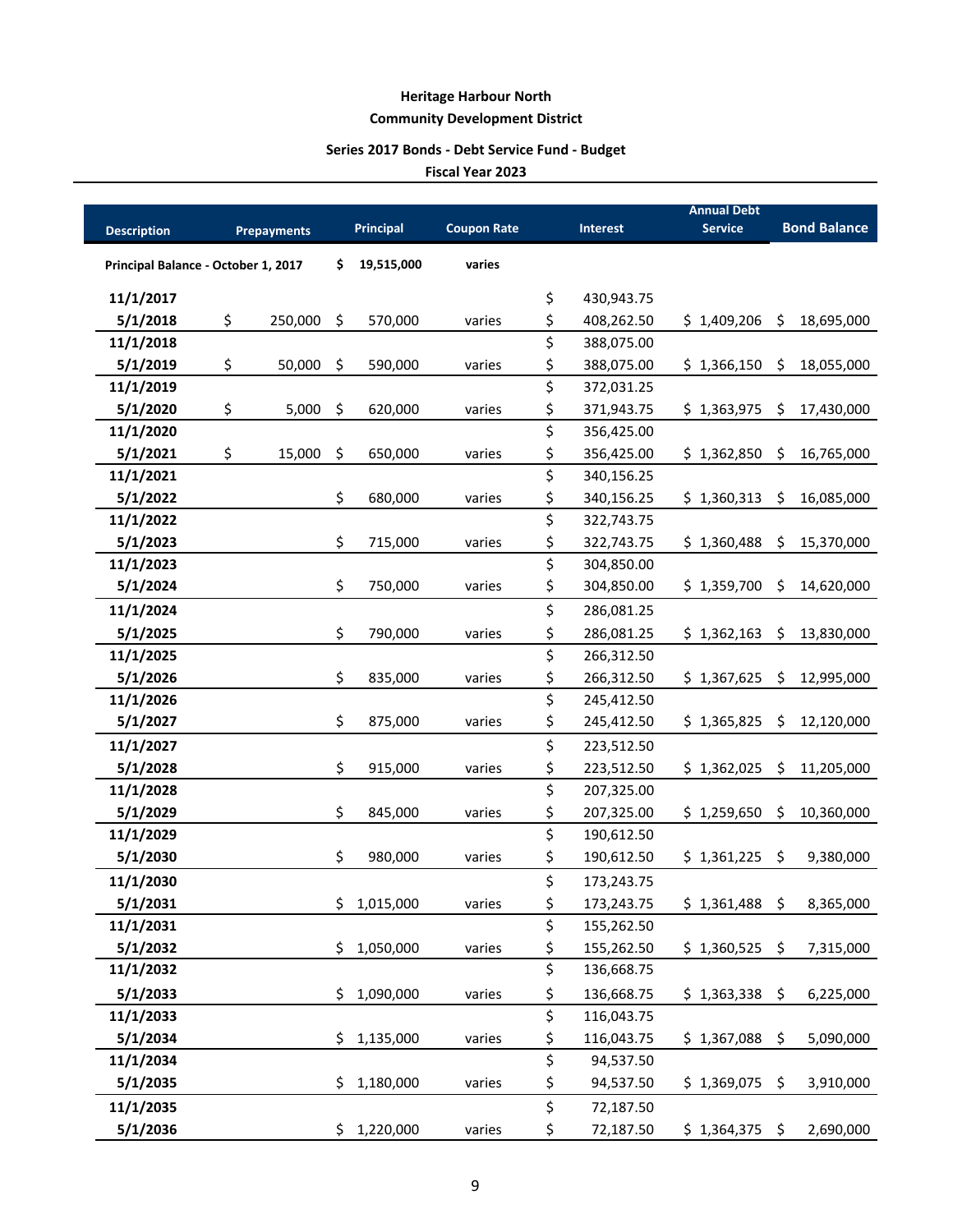**Heritage Harbour North**

**Community Development District**

**Series 2017 Bonds - Debt Service Fund - Budget**

**Fiscal Year 2023**

| Description | Prepayments | Principal | Coupon Rate | Interest | Annual Debt Service | Bond Balance |
|---|---|---|---|---|---|---|
| **Principal Balance - October 1, 2017** | | **$ 19,515,000** | **varies** | | | |
| **11/1/2017** | | | | $ 430,943.75 | | |
| **5/1/2018** | $ 250,000 | $ 570,000 | varies | $ 408,262.50 | $ 1,409,206 | $ 18,695,000 |
| **11/1/2018** | | | | $ 388,075.00 | | |
| **5/1/2019** | $ 50,000 | $ 590,000 | varies | $ 388,075.00 | $ 1,366,150 | $ 18,055,000 |
| **11/1/2019** | | | | $ 372,031.25 | | |
| **5/1/2020** | $ 5,000 | $ 620,000 | varies | $ 371,943.75 | $ 1,363,975 | $ 17,430,000 |
| **11/1/2020** | | | | $ 356,425.00 | | |
| **5/1/2021** | $ 15,000 | $ 650,000 | varies | $ 356,425.00 | $ 1,362,850 | $ 16,765,000 |
| **11/1/2021** | | | | $ 340,156.25 | | |
| **5/1/2022** | | $ 680,000 | varies | $ 340,156.25 | $ 1,360,313 | $ 16,085,000 |
| **11/1/2022** | | | | $ 322,743.75 | | |
| **5/1/2023** | | $ 715,000 | varies | $ 322,743.75 | $ 1,360,488 | $ 15,370,000 |
| **11/1/2023** | | | | $ 304,850.00 | | |
| **5/1/2024** | | $ 750,000 | varies | $ 304,850.00 | $ 1,359,700 | $ 14,620,000 |
| **11/1/2024** | | | | $ 286,081.25 | | |
| **5/1/2025** | | $ 790,000 | varies | $ 286,081.25 | $ 1,362,163 | $ 13,830,000 |
| **11/1/2025** | | | | $ 266,312.50 | | |
| **5/1/2026** | | $ 835,000 | varies | $ 266,312.50 | $ 1,367,625 | $ 12,995,000 |
| **11/1/2026** | | | | $ 245,412.50 | | |
| **5/1/2027** | | $ 875,000 | varies | $ 245,412.50 | $ 1,365,825 | $ 12,120,000 |
| **11/1/2027** | | | | $ 223,512.50 | | |
| **5/1/2028** | | $ 915,000 | varies | $ 223,512.50 | $ 1,362,025 | $ 11,205,000 |
| **11/1/2028** | | | | $ 207,325.00 | | |
| **5/1/2029** | | $ 845,000 | varies | $ 207,325.00 | $ 1,259,650 | $ 10,360,000 |
| **11/1/2029** | | | | $ 190,612.50 | | |
| **5/1/2030** | | $ 980,000 | varies | $ 190,612.50 | $ 1,361,225 | $ 9,380,000 |
| **11/1/2030** | | | | $ 173,243.75 | | |
| **5/1/2031** | | $ 1,015,000 | varies | $ 173,243.75 | $ 1,361,488 | $ 8,365,000 |
| **11/1/2031** | | | | $ 155,262.50 | | |
| **5/1/2032** | | $ 1,050,000 | varies | $ 155,262.50 | $ 1,360,525 | $ 7,315,000 |
| **11/1/2032** | | | | $ 136,668.75 | | |
| **5/1/2033** | | $ 1,090,000 | varies | $ 136,668.75 | $ 1,363,338 | $ 6,225,000 |
| **11/1/2033** | | | | $ 116,043.75 | | |
| **5/1/2034** | | $ 1,135,000 | varies | $ 116,043.75 | $ 1,367,088 | $ 5,090,000 |
| **11/1/2034** | | | | $ 94,537.50 | | |
| **5/1/2035** | | $ 1,180,000 | varies | $ 94,537.50 | $ 1,369,075 | $ 3,910,000 |
| **11/1/2035** | | | | $ 72,187.50 | | |
| **5/1/2036** | | $ 1,220,000 | varies | $ 72,187.50 | $ 1,364,375 | $ 2,690,000 |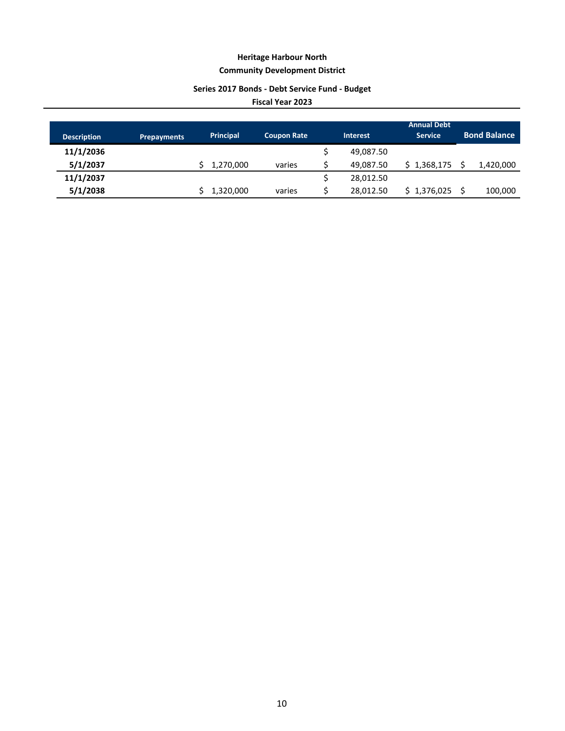**Heritage Harbour North**

**Community Development District**

**Series 2017 Bonds - Debt Service Fund - Budget**

**Fiscal Year 2023**

| Description | Prepayments | Principal | Coupon Rate | Interest | Annual Debt Service | Bond Balance |
|---|---|---|---|---|---|---|
| **11/1/2036** | | | | $ 49,087.50 | | |
| **5/1/2037** | | $ 1,270,000 | varies | $ 49,087.50 | $ 1,368,175 | $ 1,420,000 |
| **11/1/2037** | | | | $ 28,012.50 | | |
| **5/1/2038** | | $ 1,320,000 | varies | $ 28,012.50 | $ 1,376,025 | $ 100,000 |